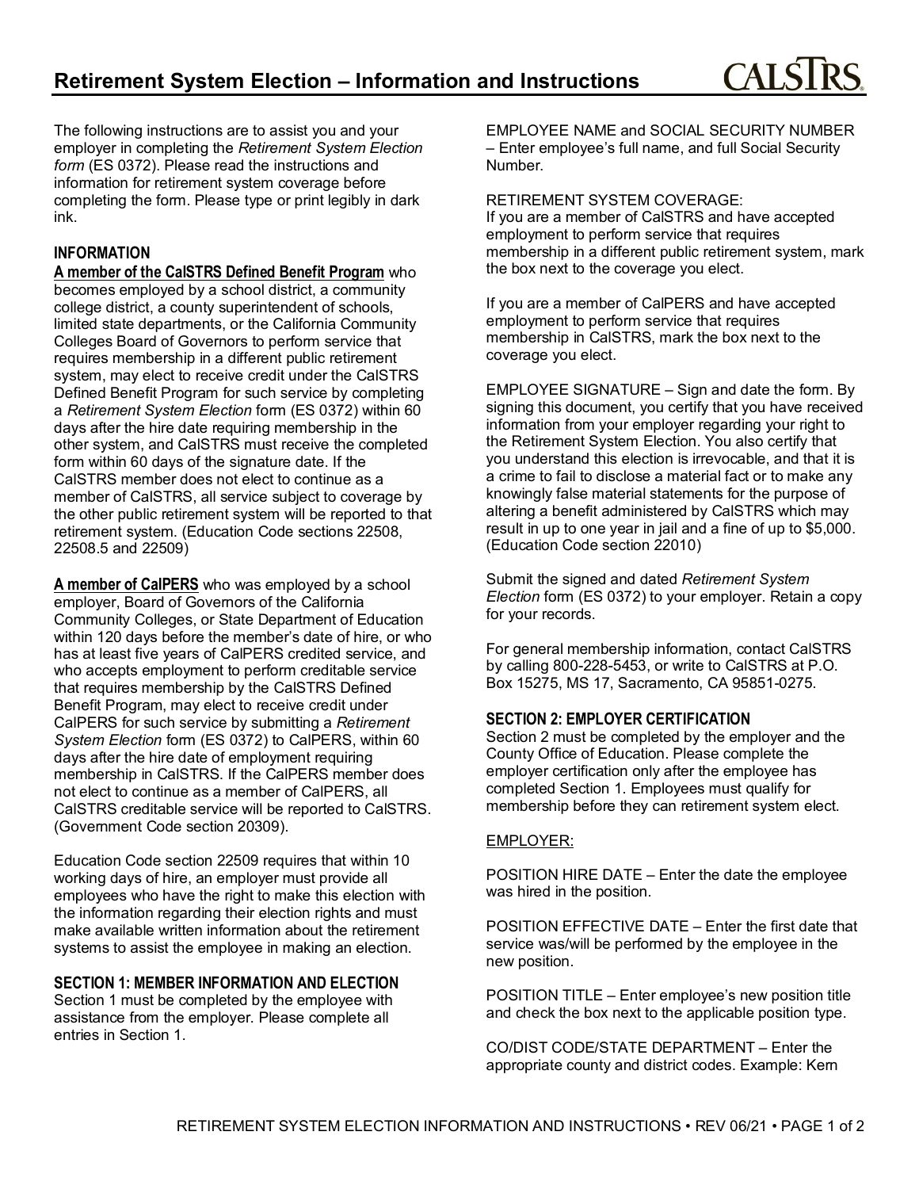# Retirement System Election – Information and Instructions

CALSTRS

The following instructions are to assist you and your employer in completing the *Retirement System Election form* (ES 0372). Please read the instructions and information for retirement system coverage before completing the form. Please type or print legibly in dark ink.

## INFORMATION

**A member of the CalSTRS Defined Benefit Program** who becomes employed by a school district, a community college district, a county superintendent of schools, limited state departments, or the California Community Colleges Board of Governors to perform service that requires membership in a different public retirement system, may elect to receive credit under the CalSTRS Defined Benefit Program for such service by completing a *Retirement System Election* form (ES 0372) within 60 days after the hire date requiring membership in the other system, and CalSTRS must receive the completed form within 60 days of the signature date. If the CalSTRS member does not elect to continue as a member of CalSTRS, all service subject to coverage by the other public retirement system will be reported to that retirement system. (Education Code sections 22508, 22508.5 and 22509)

**A member of CalPERS** who was employed by a school employer, Board of Governors of the California Community Colleges, or State Department of Education within 120 days before the member's date of hire, or who has at least five years of CalPERS credited service, and who accepts employment to perform creditable service that requires membership by the CalSTRS Defined Benefit Program, may elect to receive credit under CalPERS for such service by submitting a *Retirement System Election* form (ES 0372) to CalPERS, within 60 days after the hire date of employment requiring membership in CalSTRS. If the CalPERS member does not elect to continue as a member of CalPERS, all CalSTRS creditable service will be reported to CalSTRS. (Government Code section 20309).

Education Code section 22509 requires that within 10 working days of hire, an employer must provide all employees who have the right to make this election with the information regarding their election rights and must make available written information about the retirement systems to assist the employee in making an election.

## SECTION 1: MEMBER INFORMATION AND ELECTION

Section 1 must be completed by the employee with assistance from the employer. Please complete all entries in Section 1.

EMPLOYEE NAME and SOCIAL SECURITY NUMBER – Enter employee's full name, and full Social Security Number.

RETIREMENT SYSTEM COVERAGE:
If you are a member of CalSTRS and have accepted employment to perform service that requires membership in a different public retirement system, mark the box next to the coverage you elect.

If you are a member of CalPERS and have accepted employment to perform service that requires membership in CalSTRS, mark the box next to the coverage you elect.

EMPLOYEE SIGNATURE – Sign and date the form. By signing this document, you certify that you have received information from your employer regarding your right to the Retirement System Election. You also certify that you understand this election is irrevocable, and that it is a crime to fail to disclose a material fact or to make any knowingly false material statements for the purpose of altering a benefit administered by CalSTRS which may result in up to one year in jail and a fine of up to $5,000. (Education Code section 22010)

Submit the signed and dated *Retirement System Election* form (ES 0372) to your employer. Retain a copy for your records.

For general membership information, contact CalSTRS by calling 800-228-5453, or write to CalSTRS at P.O. Box 15275, MS 17, Sacramento, CA 95851-0275.

## SECTION 2: EMPLOYER CERTIFICATION

Section 2 must be completed by the employer and the County Office of Education. Please complete the employer certification only after the employee has completed Section 1. Employees must qualify for membership before they can retirement system elect.

EMPLOYER:

POSITION HIRE DATE – Enter the date the employee was hired in the position.

POSITION EFFECTIVE DATE – Enter the first date that service was/will be performed by the employee in the new position.

POSITION TITLE – Enter employee's new position title and check the box next to the applicable position type.

CO/DIST CODE/STATE DEPARTMENT – Enter the appropriate county and district codes. Example: Kern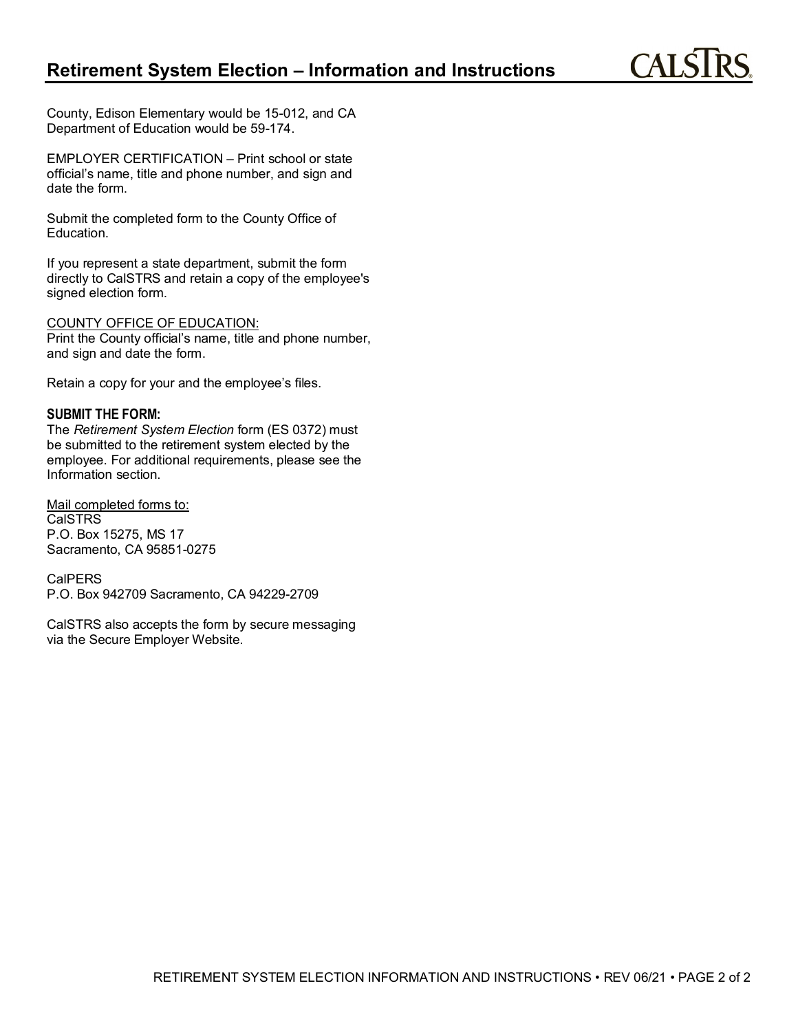County, Edison Elementary would be 15-012, and CA Department of Education would be 59-174.

EMPLOYER CERTIFICATION – Print school or state official's name, title and phone number, and sign and date the form.

Submit the completed form to the County Office of Education.

If you represent a state department, submit the form directly to CalSTRS and retain a copy of the employee's signed election form.

COUNTY OFFICE OF EDUCATION:
Print the County official's name, title and phone number, and sign and date the form.

Retain a copy for your and the employee's files.

**SUBMIT THE FORM:**
The *Retirement System Election* form (ES 0372) must be submitted to the retirement system elected by the employee. For additional requirements, please see the Information section.

Mail completed forms to:
CalSTRS
P.O. Box 15275, MS 17
Sacramento, CA 95851-0275

CalPERS
P.O. Box 942709 Sacramento, CA 94229-2709

CalSTRS also accepts the form by secure messaging via the Secure Employer Website.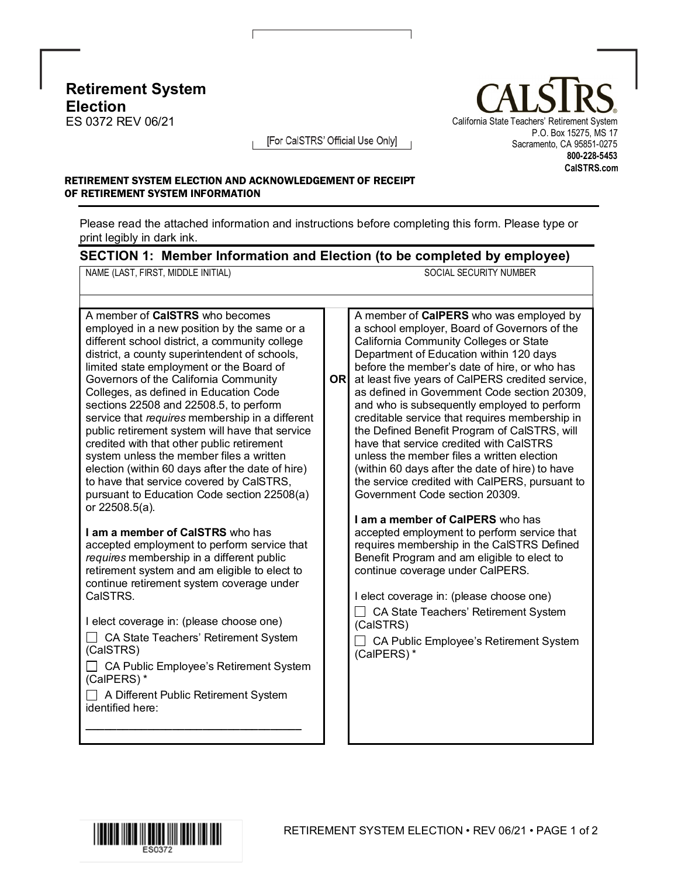# Retirement System Election

ES 0372 REV 06/21

[For CalSTRS' Official Use Only]

**CALSTRS**
California State Teachers' Retirement System
P.O. Box 15275, MS 17
Sacramento, CA 95851-0275
**800-228-5453**
**CalSTRS.com**

**RETIREMENT SYSTEM ELECTION AND ACKNOWLEDGEMENT OF RECEIPT OF RETIREMENT SYSTEM INFORMATION**

Please read the attached information and instructions before completing this form. Please type or print legibly in dark ink.

## SECTION 1: Member Information and Election (to be completed by employee)

| NAME (LAST, FIRST, MIDDLE INITIAL) | SOCIAL SECURITY NUMBER |
| --- | --- |
| | |

A member of **CalSTRS** who becomes employed in a new position by the same or a different school district, a community college district, a county superintendent of schools, limited state employment or the Board of Governors of the California Community Colleges, as defined in Education Code sections 22508 and 22508.5, to perform service that *requires* membership in a different public retirement system will have that service credited with that other public retirement system unless the member files a written election (within 60 days after the date of hire) to have that service covered by CalSTRS, pursuant to Education Code section 22508(a) or 22508.5(a).

**I am a member of CalSTRS** who has accepted employment to perform service that *requires* membership in a different public retirement system and am eligible to elect to continue retirement system coverage under CalSTRS.

I elect coverage in: (please choose one)

- ☐ CA State Teachers' Retirement System (CalSTRS)
- ☐ CA Public Employee's Retirement System (CalPERS) *
- ☐ A Different Public Retirement System identified here: ___________________________________

**OR**

A member of **CalPERS** who was employed by a school employer, Board of Governors of the California Community Colleges or State Department of Education within 120 days before the member's date of hire, or who has at least five years of CalPERS credited service, as defined in Government Code section 20309, and who is subsequently employed to perform creditable service that requires membership in the Defined Benefit Program of CalSTRS, will have that service credited with CalSTRS unless the member files a written election (within 60 days after the date of hire) to have the service credited with CalPERS, pursuant to Government Code section 20309.

**I am a member of CalPERS** who has accepted employment to perform service that requires membership in the CalSTRS Defined Benefit Program and am eligible to elect to continue coverage under CalPERS.

I elect coverage in: (please choose one)

- ☐ CA State Teachers' Retirement System (CalSTRS)
- ☐ CA Public Employee's Retirement System (CalPERS) *

ES0372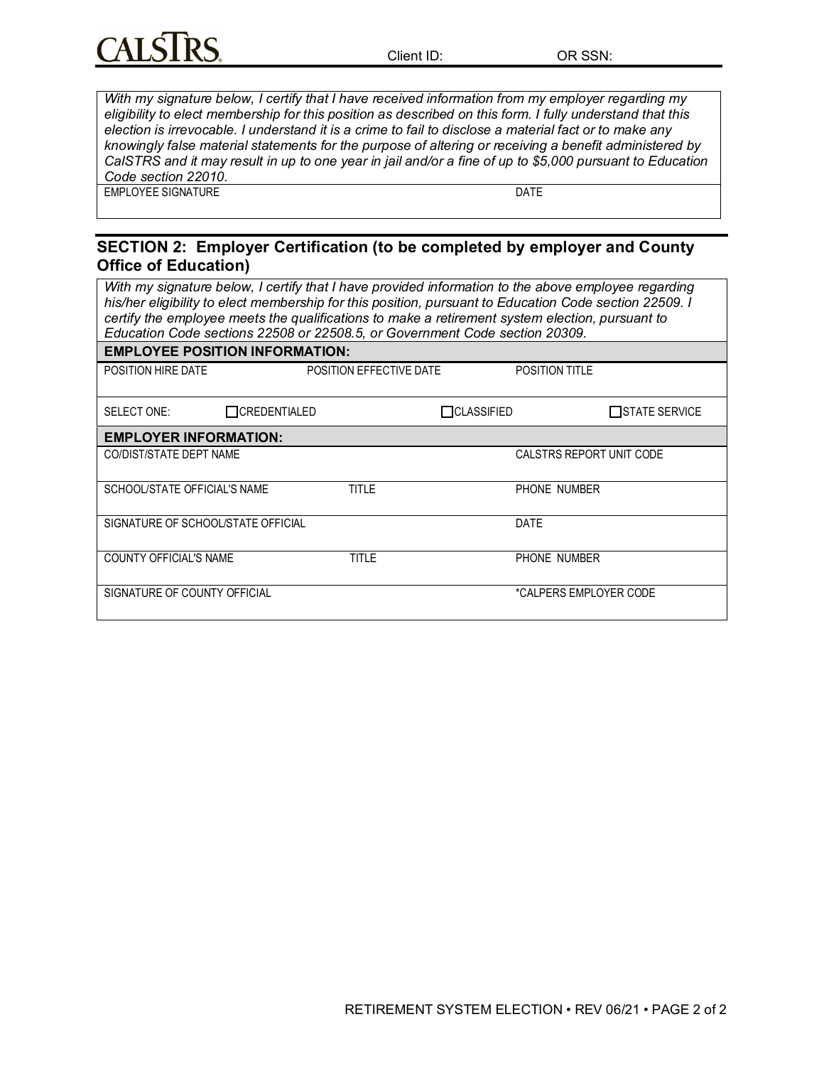CALSTRS

Client ID: OR SSN:

*With my signature below, I certify that I have received information from my employer regarding my eligibility to elect membership for this position as described on this form. I fully understand that this election is irrevocable. I understand it is a crime to fail to disclose a material fact or to make any knowingly false material statements for the purpose of altering or receiving a benefit administered by CalSTRS and it may result in up to one year in jail and/or a fine of up to $5,000 pursuant to Education Code section 22010.*

| EMPLOYEE SIGNATURE | DATE |
| --- | --- |
| | |

## SECTION 2: Employer Certification (to be completed by employer and County Office of Education)

*With my signature below, I certify that I have provided information to the above employee regarding his/her eligibility to elect membership for this position, pursuant to Education Code section 22509. I certify the employee meets the qualifications to make a retirement system election, pursuant to Education Code sections 22508 or 22508.5, or Government Code section 20309.*

**EMPLOYEE POSITION INFORMATION:**

| POSITION HIRE DATE | POSITION EFFECTIVE DATE | POSITION TITLE |
| --- | --- | --- |
| | | |

SELECT ONE: ☐ CREDENTIALED ☐ CLASSIFIED ☐ STATE SERVICE

**EMPLOYER INFORMATION:**

| | | |
| --- | --- | --- |
| CO/DIST/STATE DEPT NAME | | CALSTRS REPORT UNIT CODE |
| SCHOOL/STATE OFFICIAL'S NAME | TITLE | PHONE NUMBER |
| SIGNATURE OF SCHOOL/STATE OFFICIAL | | DATE |
| COUNTY OFFICIAL'S NAME | TITLE | PHONE NUMBER |
| SIGNATURE OF COUNTY OFFICIAL | | *CALPERS EMPLOYER CODE |

RETIREMENT SYSTEM ELECTION • REV 06/21